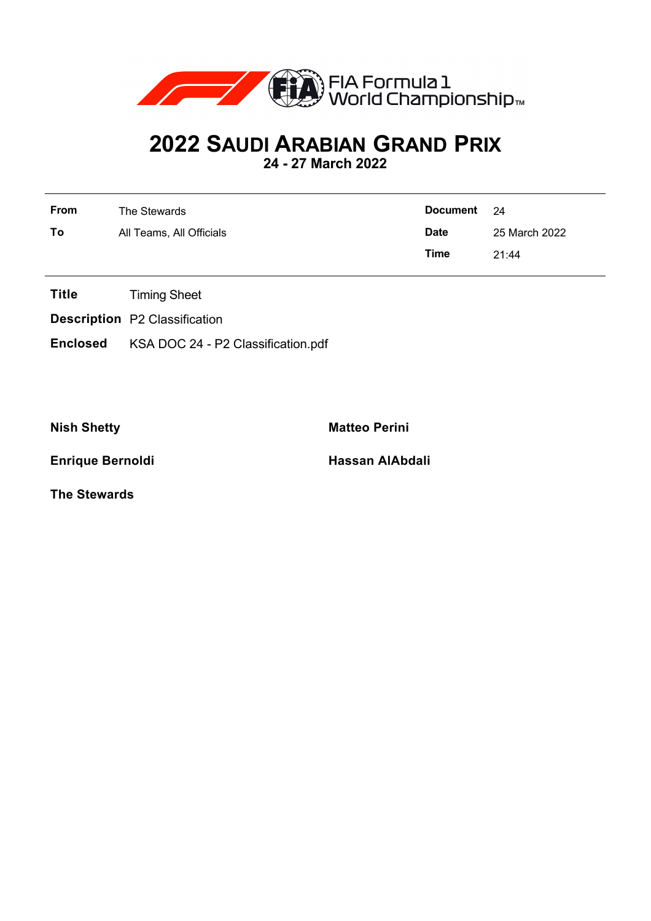FIA Formula 1 World Championship™

# 2022 SAUDI ARABIAN GRAND PRIX

**24 - 27 March 2022**

| | | | |
|---|---|---|---|
| **From** | The Stewards | **Document** | 24 |
| **To** | All Teams, All Officials | **Date** | 25 March 2022 |
| | | **Time** | 21:44 |

**Title** Timing Sheet

**Description** P2 Classification

**Enclosed** KSA DOC 24 - P2 Classification.pdf

**Nish Shetty**

**Matteo Perini**

**Enrique Bernoldi**

**Hassan AlAbdali**

**The Stewards**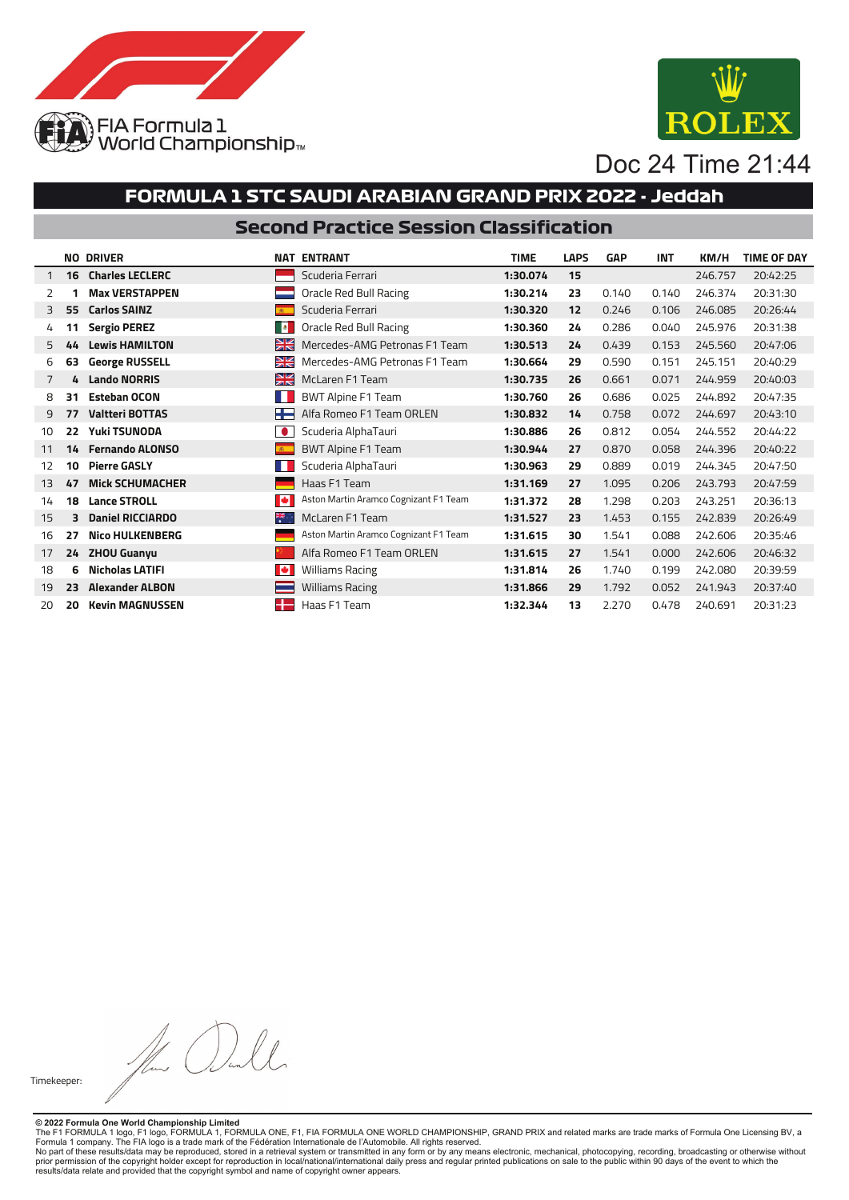FIA Formula 1 World Championship

Doc 24 Time 21:44

# FORMULA 1 STC SAUDI ARABIAN GRAND PRIX 2022 - Jeddah

## Second Practice Session Classification

| | NO | DRIVER | NAT | ENTRANT | TIME | LAPS | GAP | INT | KM/H | TIME OF DAY |
|---|---|---|---|---|---|---|---|---|---|---|
| 1 | 16 | **Charles LECLERC** | | Scuderia Ferrari | **1:30.074** | **15** | | | 246.757 | 20:42:25 |
| 2 | 1 | **Max VERSTAPPEN** | | Oracle Red Bull Racing | **1:30.214** | **23** | 0.140 | 0.140 | 246.374 | 20:31:30 |
| 3 | 55 | **Carlos SAINZ** | | Scuderia Ferrari | **1:30.320** | **12** | 0.246 | 0.106 | 246.085 | 20:26:44 |
| 4 | 11 | **Sergio PEREZ** | | Oracle Red Bull Racing | **1:30.360** | **24** | 0.286 | 0.040 | 245.976 | 20:31:38 |
| 5 | 44 | **Lewis HAMILTON** | | Mercedes-AMG Petronas F1 Team | **1:30.513** | **24** | 0.439 | 0.153 | 245.560 | 20:47:06 |
| 6 | 63 | **George RUSSELL** | | Mercedes-AMG Petronas F1 Team | **1:30.664** | **29** | 0.590 | 0.151 | 245.151 | 20:40:29 |
| 7 | 4 | **Lando NORRIS** | | McLaren F1 Team | **1:30.735** | **26** | 0.661 | 0.071 | 244.959 | 20:40:03 |
| 8 | 31 | **Esteban OCON** | | BWT Alpine F1 Team | **1:30.760** | **26** | 0.686 | 0.025 | 244.892 | 20:47:35 |
| 9 | 77 | **Valtteri BOTTAS** | | Alfa Romeo F1 Team ORLEN | **1:30.832** | **14** | 0.758 | 0.072 | 244.697 | 20:43:10 |
| 10 | 22 | **Yuki TSUNODA** | | Scuderia AlphaTauri | **1:30.886** | **26** | 0.812 | 0.054 | 244.552 | 20:44:22 |
| 11 | 14 | **Fernando ALONSO** | | BWT Alpine F1 Team | **1:30.944** | **27** | 0.870 | 0.058 | 244.396 | 20:40:22 |
| 12 | 10 | **Pierre GASLY** | | Scuderia AlphaTauri | **1:30.963** | **29** | 0.889 | 0.019 | 244.345 | 20:47:50 |
| 13 | 47 | **Mick SCHUMACHER** | | Haas F1 Team | **1:31.169** | **27** | 1.095 | 0.206 | 243.793 | 20:47:59 |
| 14 | 18 | **Lance STROLL** | | Aston Martin Aramco Cognizant F1 Team | **1:31.372** | **28** | 1.298 | 0.203 | 243.251 | 20:36:13 |
| 15 | 3 | **Daniel RICCIARDO** | | McLaren F1 Team | **1:31.527** | **23** | 1.453 | 0.155 | 242.839 | 20:26:49 |
| 16 | 27 | **Nico HULKENBERG** | | Aston Martin Aramco Cognizant F1 Team | **1:31.615** | **30** | 1.541 | 0.088 | 242.606 | 20:35:46 |
| 17 | 24 | **ZHOU Guanyu** | | Alfa Romeo F1 Team ORLEN | **1:31.615** | **27** | 1.541 | 0.000 | 242.606 | 20:46:32 |
| 18 | 6 | **Nicholas LATIFI** | | Williams Racing | **1:31.814** | **26** | 1.740 | 0.199 | 242.080 | 20:39:59 |
| 19 | 23 | **Alexander ALBON** | | Williams Racing | **1:31.866** | **29** | 1.792 | 0.052 | 241.943 | 20:37:40 |
| 20 | 20 | **Kevin MAGNUSSEN** | | Haas F1 Team | **1:32.344** | **13** | 2.270 | 0.478 | 240.691 | 20:31:23 |

Timekeeper:

**© 2022 Formula One World Championship Limited**
The F1 FORMULA 1 logo, F1 logo, FORMULA 1, FORMULA ONE, F1, FIA FORMULA ONE WORLD CHAMPIONSHIP, GRAND PRIX and related marks are trade marks of Formula One Licensing BV, a Formula 1 company. The FIA logo is a trade mark of the Fédération Internationale de l'Automobile. All rights reserved.
No part of these results/data may be reproduced, stored in a retrieval system or transmitted in any form or by any means electronic, mechanical, photocopying, recording, broadcasting or otherwise without prior permission of the copyright holder except for reproduction in local/national/international daily press and regular printed publications on sale to the public within 90 days of the event to which the results/data relate and provided that the copyright symbol and name of copyright owner appears.